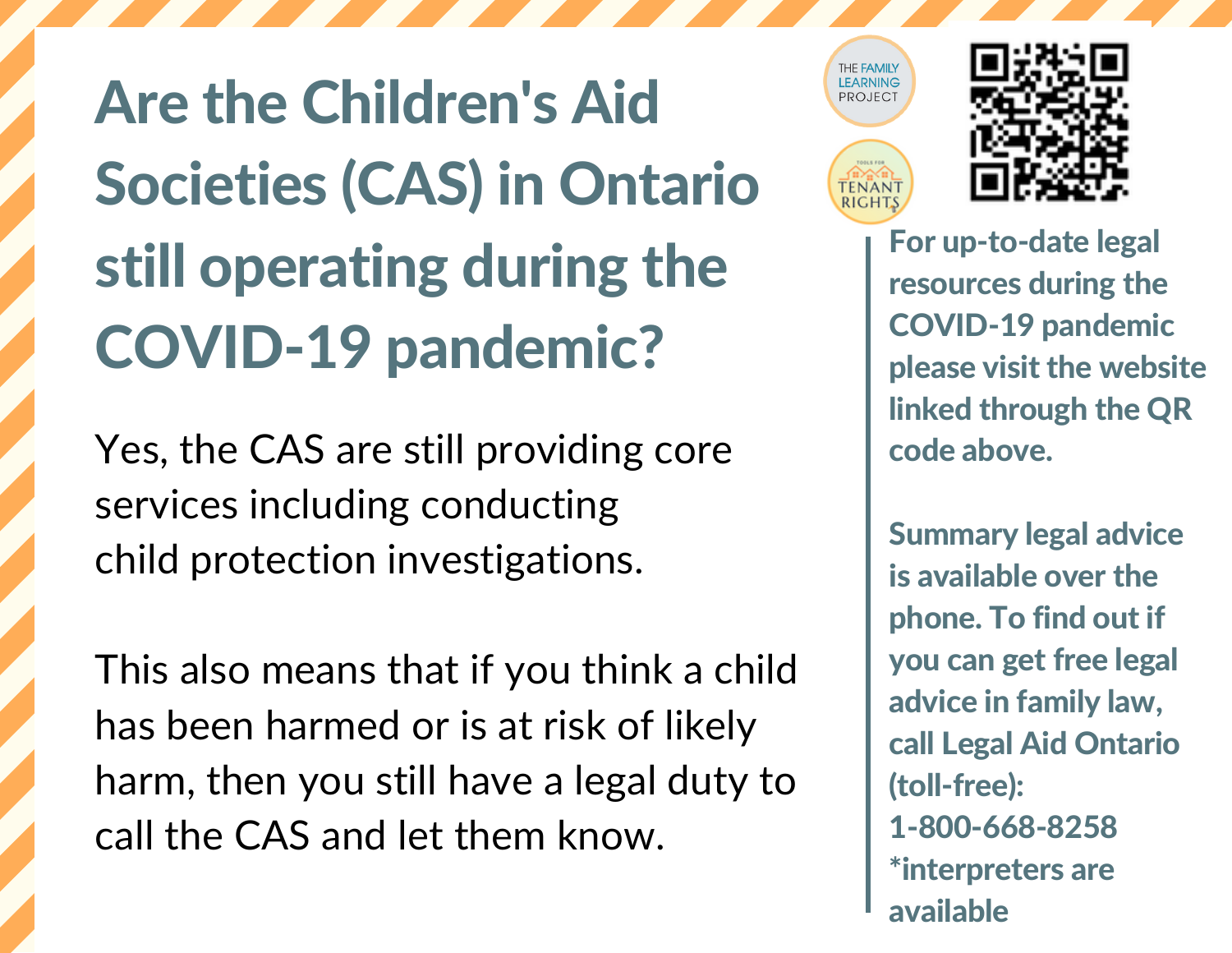# Are the Children's Aid Societies (CAS) in Ontario still operating during the COVID-19 pandemic?

Yes, the CAS are still providing core services including conducting child protection investigations.

This also means that if you think a child has been harmed or is at risk of likely harm, then you still have a legal duty to call the CAS and let them know.

THE FAMILY LEARNING PROJECT

TOOLS FOR TENANT RIGHTS

**For up-to-date legal resources during the COVID-19 pandemic please visit the website linked through the QR code above.**

**Summary legal advice is available over the phone. To find out if you can get free legal advice in family law, call Legal Aid Ontario (toll-free): 1-800-668-8258 *interpreters are available**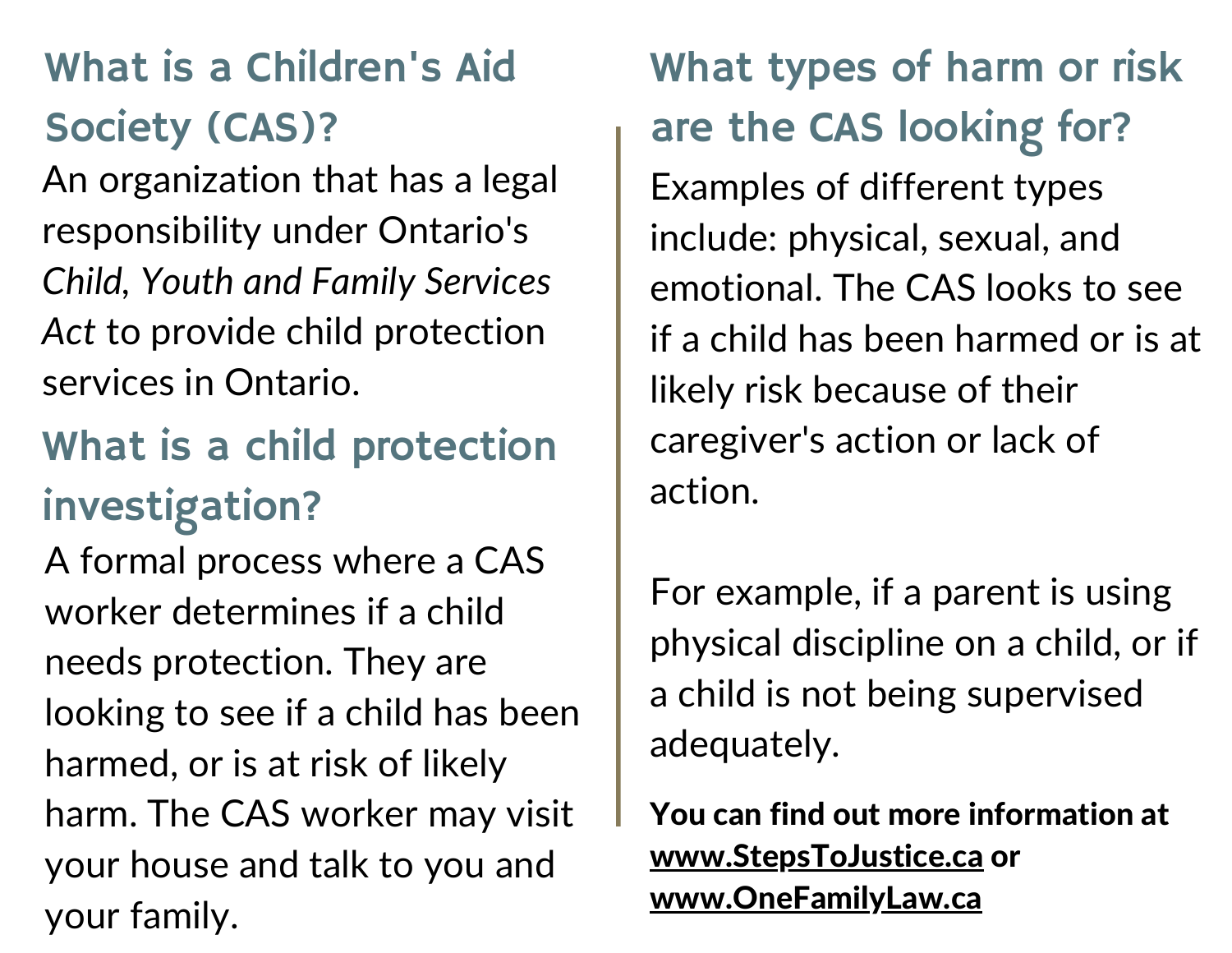## What is a Children's Aid Society (CAS)?

An organization that has a legal responsibility under Ontario's *Child, Youth and Family Services Act* to provide child protection services in Ontario.

## What is a child protection investigation?

A formal process where a CAS worker determines if a child needs protection. They are looking to see if a child has been harmed, or is at risk of likely harm. The CAS worker may visit your house and talk to you and your family.

## What types of harm or risk are the CAS looking for?

Examples of different types include: physical, sexual, and emotional. The CAS looks to see if a child has been harmed or is at likely risk because of their caregiver's action or lack of action.

For example, if a parent is using physical discipline on a child, or if a child is not being supervised adequately.

**You can find out more information at <u>www.StepsToJustice.ca</u> or <u>www.OneFamilyLaw.ca</u>**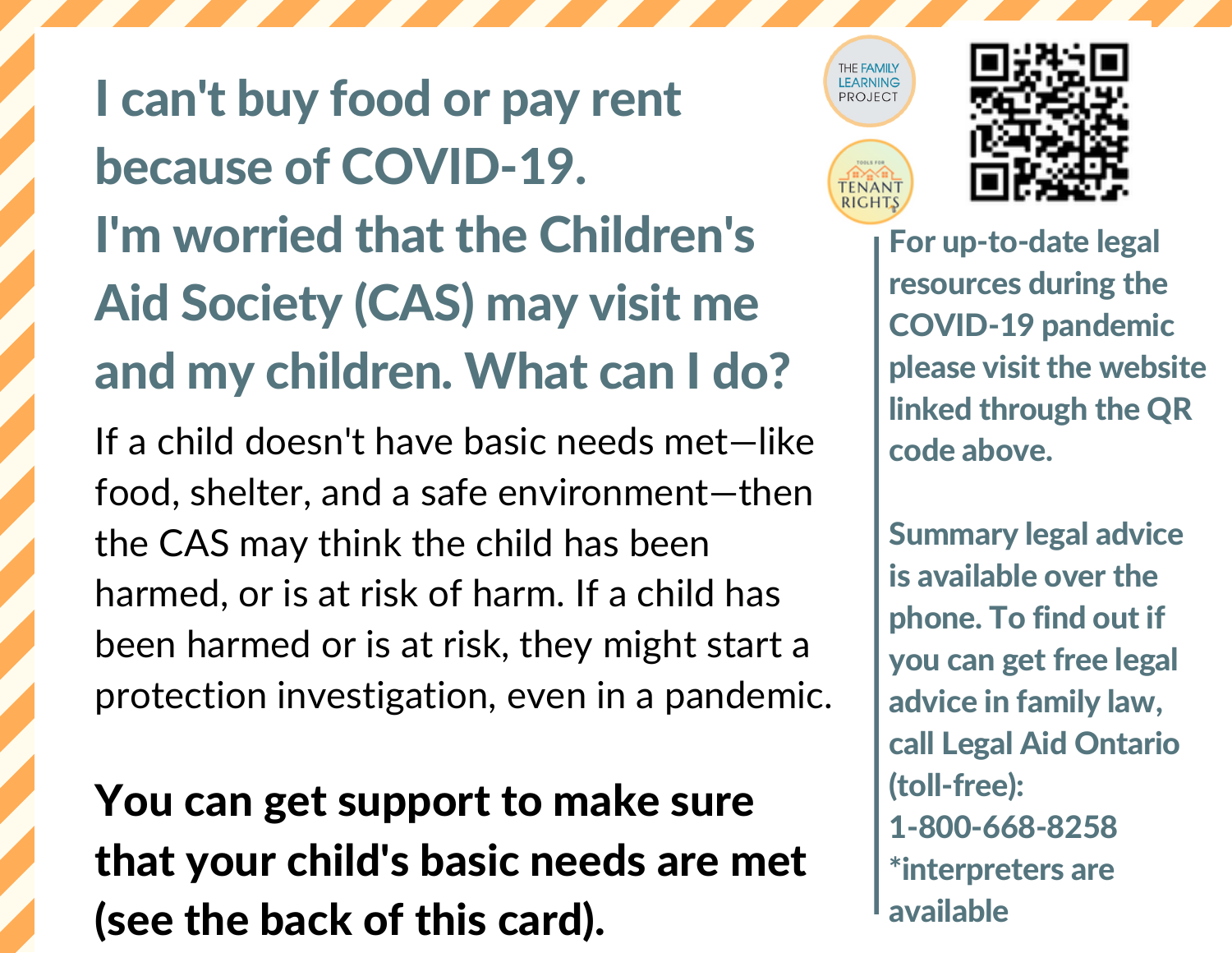# I can't buy food or pay rent because of COVID-19. I'm worried that the Children's Aid Society (CAS) may visit me and my children. What can I do?

If a child doesn't have basic needs met—like food, shelter, and a safe environment—then the CAS may think the child has been harmed, or is at risk of harm. If a child has been harmed or is at risk, they might start a protection investigation, even in a pandemic.

**You can get support to make sure that your child's basic needs are met (see the back of this card).**

THE FAMILY LEARNING PROJECT

TOOLS FOR TENANT RIGHTS

For up-to-date legal resources during the COVID-19 pandemic please visit the website linked through the QR code above.

Summary legal advice is available over the phone. To find out if you can get free legal advice in family law, call Legal Aid Ontario (toll-free): 1-800-668-8258 *interpreters are available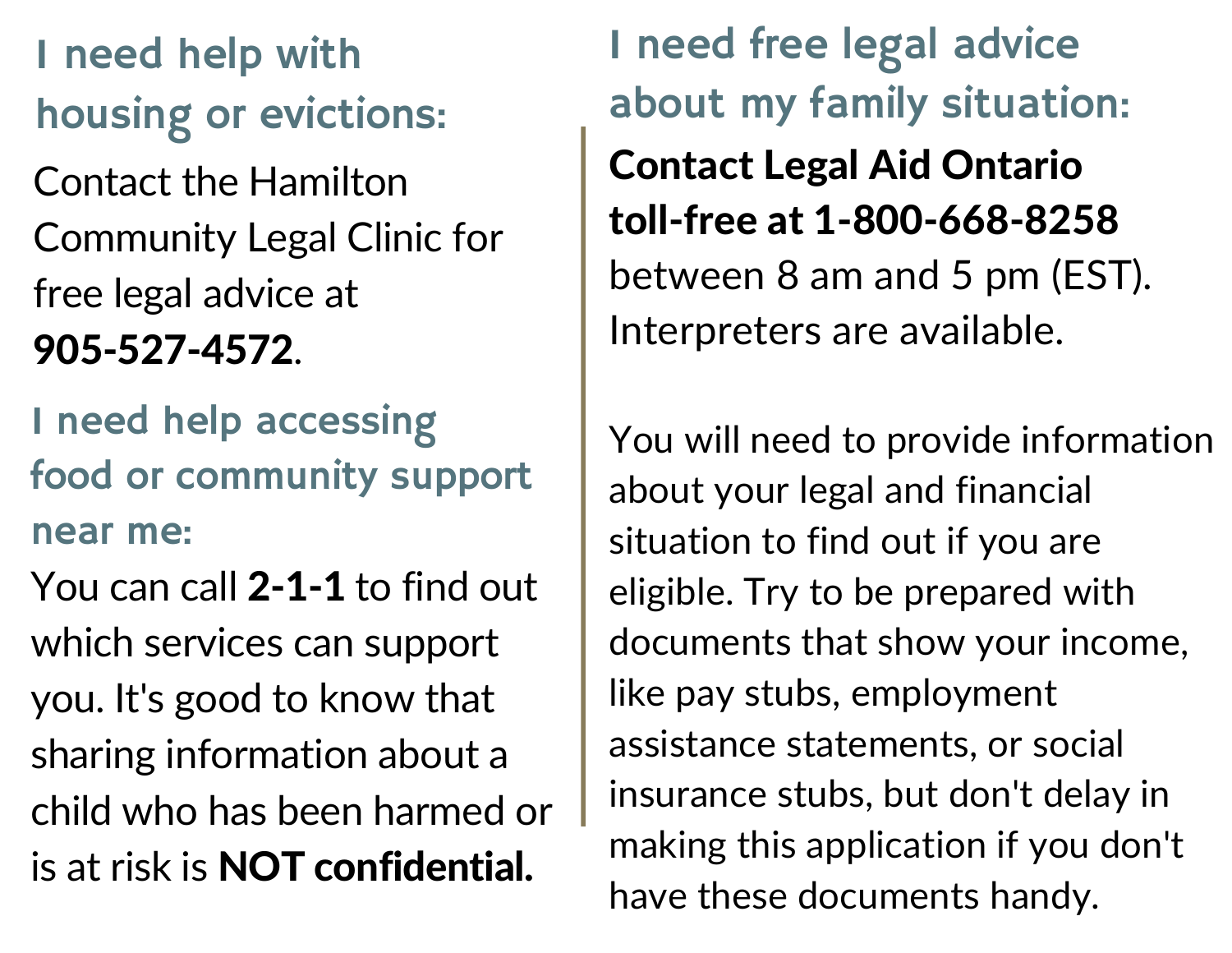### I need help with housing or evictions:

Contact the Hamilton Community Legal Clinic for free legal advice at **905-527-4572**.

### I need help accessing food or community support near me:

You can call **2-1-1** to find out which services can support you. It's good to know that sharing information about a child who has been harmed or is at risk is **NOT confidential.**

### I need free legal advice about my family situation:

**Contact Legal Aid Ontario toll-free at 1-800-668-8258** between 8 am and 5 pm (EST). Interpreters are available.

You will need to provide information about your legal and financial situation to find out if you are eligible. Try to be prepared with documents that show your income, like pay stubs, employment assistance statements, or social insurance stubs, but don't delay in making this application if you don't have these documents handy.